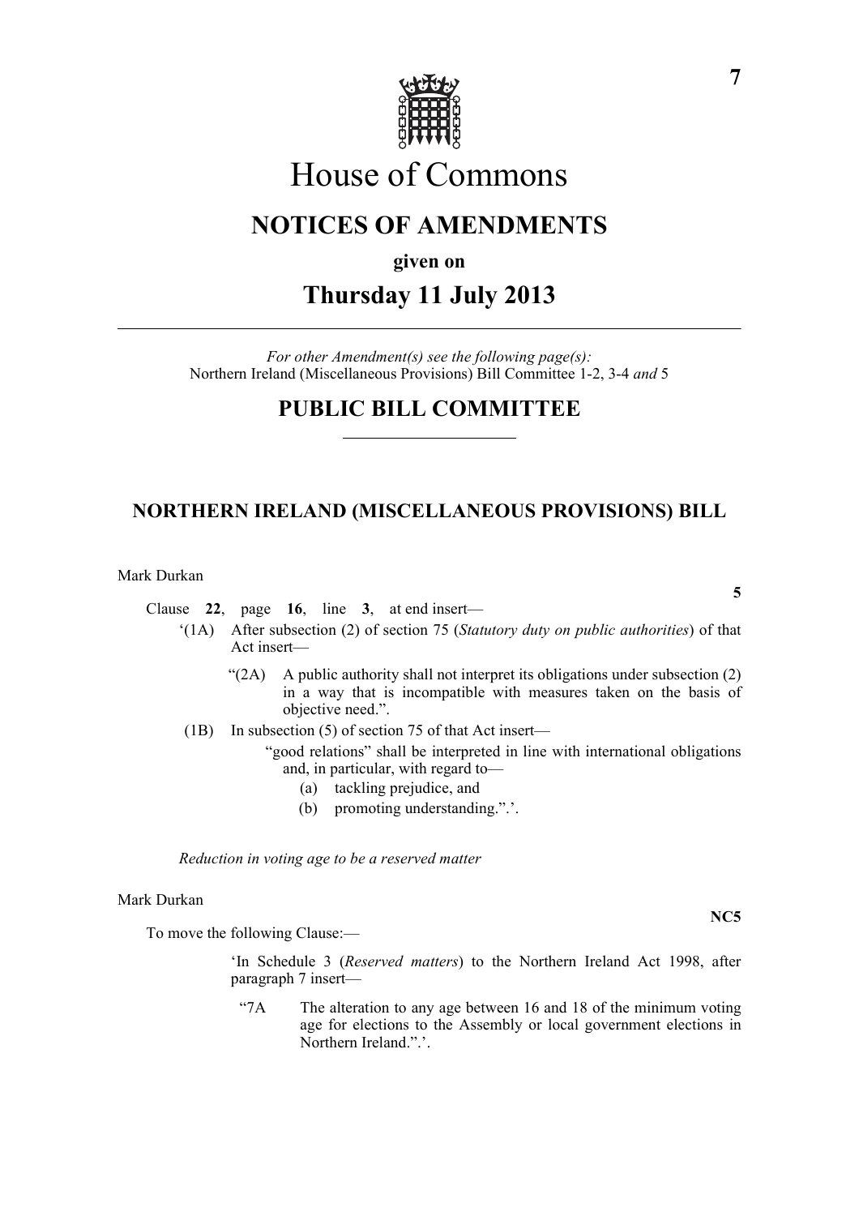# House of Commons

## NOTICES OF AMENDMENTS

**given on**

## Thursday 11 July 2013

*For other Amendment(s) see the following page(s):*
Northern Ireland (Miscellaneous Provisions) Bill Committee 1-2, 3-4 *and* 5

## PUBLIC BILL COMMITTEE

### NORTHERN IRELAND (MISCELLANEOUS PROVISIONS) BILL

Mark Durkan

**5**

Clause **22**, page **16**, line **3**, at end insert—

'(1A) After subsection (2) of section 75 (*Statutory duty on public authorities*) of that Act insert—

"(2A) A public authority shall not interpret its obligations under subsection (2) in a way that is incompatible with measures taken on the basis of objective need.".

(1B) In subsection (5) of section 75 of that Act insert—

"good relations" shall be interpreted in line with international obligations and, in particular, with regard to—

(a) tackling prejudice, and

(b) promoting understanding.".'.

*Reduction in voting age to be a reserved matter*

Mark Durkan

**NC5**

To move the following Clause:—

'In Schedule 3 (*Reserved matters*) to the Northern Ireland Act 1998, after paragraph 7 insert—

"7A The alteration to any age between 16 and 18 of the minimum voting age for elections to the Assembly or local government elections in Northern Ireland.".'.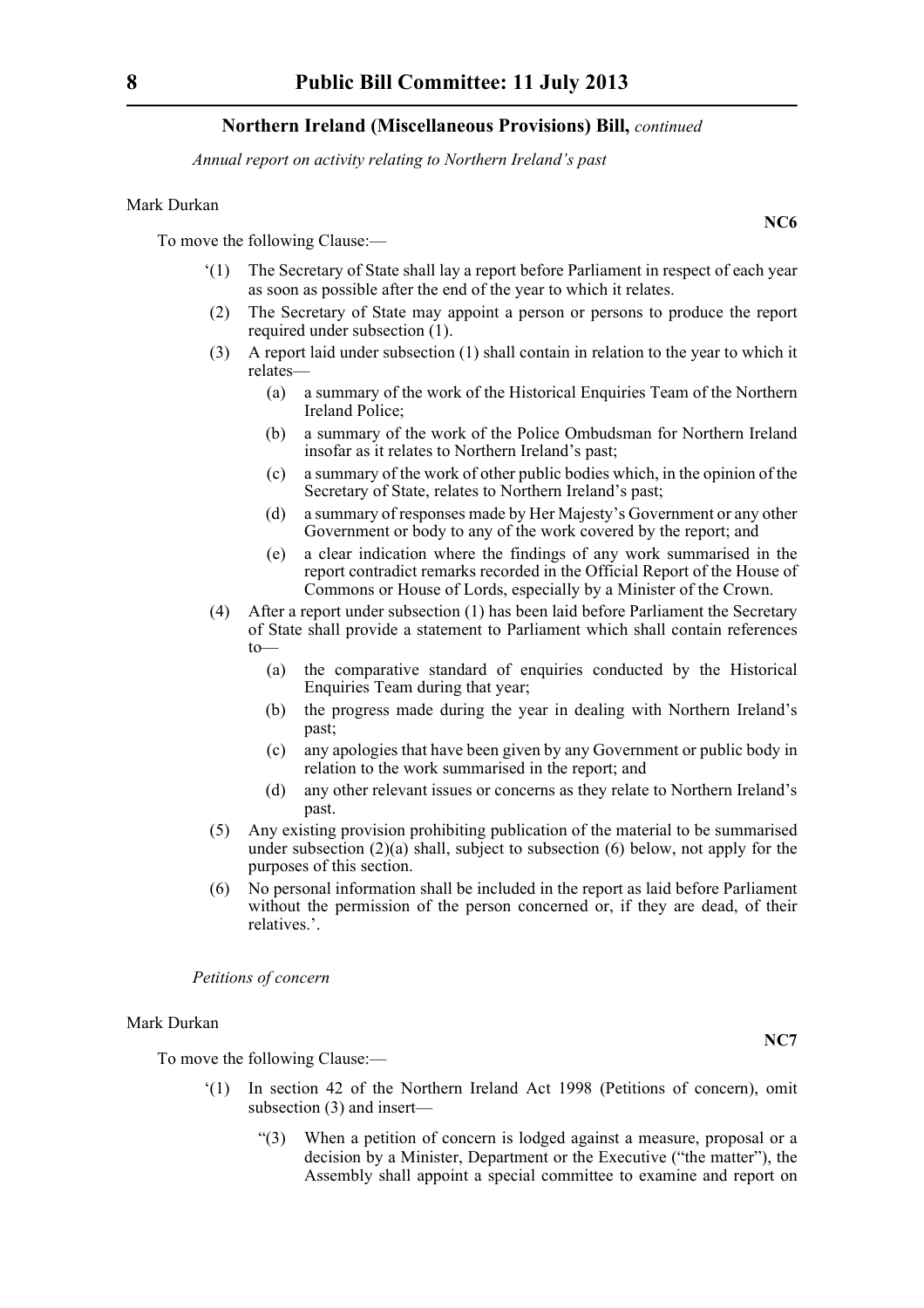## Northern Ireland (Miscellaneous Provisions) Bill, *continued*

*Annual report on activity relating to Northern Ireland's past*

Mark Durkan

**NC6**

To move the following Clause:—

'(1) The Secretary of State shall lay a report before Parliament in respect of each year as soon as possible after the end of the year to which it relates.

(2) The Secretary of State may appoint a person or persons to produce the report required under subsection (1).

(3) A report laid under subsection (1) shall contain in relation to the year to which it relates—

  (a) a summary of the work of the Historical Enquiries Team of the Northern Ireland Police;

  (b) a summary of the work of the Police Ombudsman for Northern Ireland insofar as it relates to Northern Ireland's past;

  (c) a summary of the work of other public bodies which, in the opinion of the Secretary of State, relates to Northern Ireland's past;

  (d) a summary of responses made by Her Majesty's Government or any other Government or body to any of the work covered by the report; and

  (e) a clear indication where the findings of any work summarised in the report contradict remarks recorded in the Official Report of the House of Commons or House of Lords, especially by a Minister of the Crown.

(4) After a report under subsection (1) has been laid before Parliament the Secretary of State shall provide a statement to Parliament which shall contain references to—

  (a) the comparative standard of enquiries conducted by the Historical Enquiries Team during that year;

  (b) the progress made during the year in dealing with Northern Ireland's past;

  (c) any apologies that have been given by any Government or public body in relation to the work summarised in the report; and

  (d) any other relevant issues or concerns as they relate to Northern Ireland's past.

(5) Any existing provision prohibiting publication of the material to be summarised under subsection (2)(a) shall, subject to subsection (6) below, not apply for the purposes of this section.

(6) No personal information shall be included in the report as laid before Parliament without the permission of the person concerned or, if they are dead, of their relatives.'.

*Petitions of concern*

Mark Durkan

**NC7**

To move the following Clause:—

'(1) In section 42 of the Northern Ireland Act 1998 (Petitions of concern), omit subsection (3) and insert—

  "(3) When a petition of concern is lodged against a measure, proposal or a decision by a Minister, Department or the Executive ("the matter"), the Assembly shall appoint a special committee to examine and report on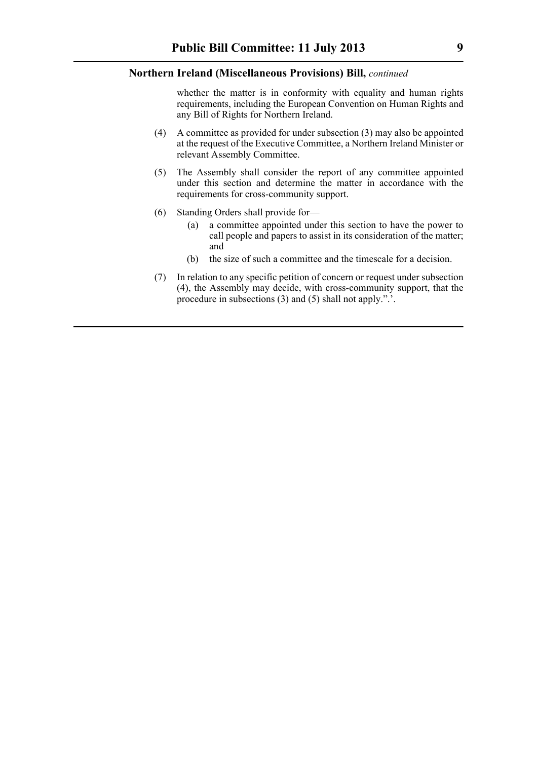whether the matter is in conformity with equality and human rights requirements, including the European Convention on Human Rights and any Bill of Rights for Northern Ireland.

(4) A committee as provided for under subsection (3) may also be appointed at the request of the Executive Committee, a Northern Ireland Minister or relevant Assembly Committee.

(5) The Assembly shall consider the report of any committee appointed under this section and determine the matter in accordance with the requirements for cross-community support.

(6) Standing Orders shall provide for—

  (a) a committee appointed under this section to have the power to call people and papers to assist in its consideration of the matter; and

  (b) the size of such a committee and the timescale for a decision.

(7) In relation to any specific petition of concern or request under subsection (4), the Assembly may decide, with cross-community support, that the procedure in subsections (3) and (5) shall not apply.".'.